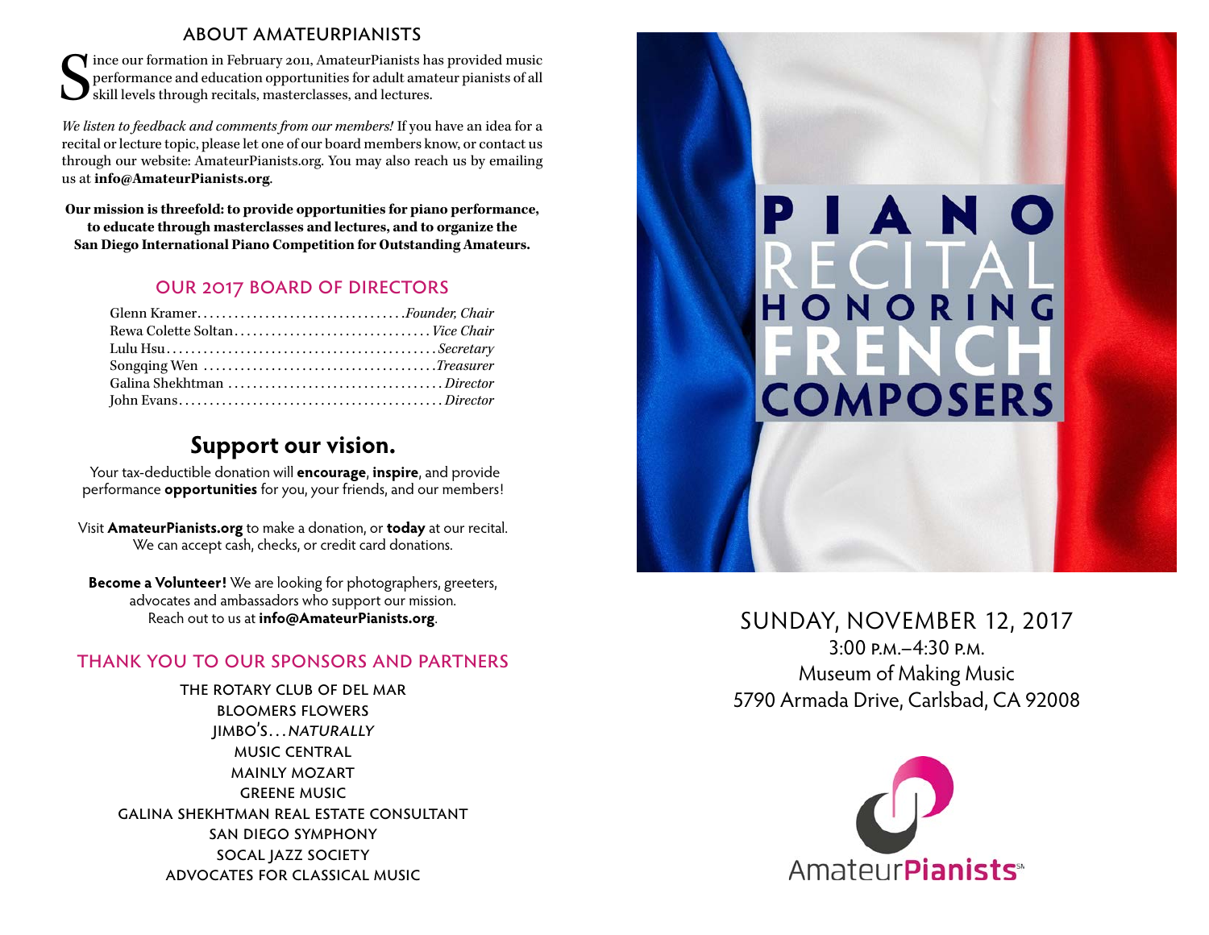## ABOUT AMATEURPIANISTS

Since our formation in February 2011, AmateurPianists has provided music performance and education opportunities for adult amateur pianists of all skill levels through recitals, masterclasses, and lectures.

*We listen to feedback and comments from our members!* If you have an idea for a recital or lecture topic, please let one of our board members know, or contact us through our website: AmateurPianists.org. You may also reach us by emailing us at **info@AmateurPianists.org**.

**Our mission is threefold: to provide opportunities for piano performance, to educate through masterclasses and lectures, and to organize the San Diego International Piano Competition for Outstanding Amateurs.**

## OUR 2017 BOARD OF DIRECTORS

Glenn Kramer .......... *Founder, Chair*
Rewa Colette Soltan .......... *Vice Chair*
Lulu Hsu .......... *Secretary*
Songqing Wen .......... *Treasurer*
Galina Shekhtman .......... *Director*
John Evans .......... *Director*

## Support our vision.

Your tax-deductible donation will **encourage**, **inspire**, and provide performance **opportunities** for you, your friends, and our members!

Visit **AmateurPianists.org** to make a donation, or **today** at our recital. We can accept cash, checks, or credit card donations.

**Become a Volunteer!** We are looking for photographers, greeters, advocates and ambassadors who support our mission. Reach out to us at **info@AmateurPianists.org**.

## THANK YOU TO OUR SPONSORS AND PARTNERS

THE ROTARY CLUB OF DEL MAR
BLOOMERS FLOWERS
JIMBO'S...*NATURALLY*
MUSIC CENTRAL
MAINLY MOZART
GREENE MUSIC
GALINA SHEKHTMAN REAL ESTATE CONSULTANT
SAN DIEGO SYMPHONY
SOCAL JAZZ SOCIETY
ADVOCATES FOR CLASSICAL MUSIC

# PIANO RECITAL HONORING FRENCH COMPOSERS

SUNDAY, NOVEMBER 12, 2017
3:00 P.M.–4:30 P.M.
Museum of Making Music
5790 Armada Drive, Carlsbad, CA 92008

AmateurPianists℠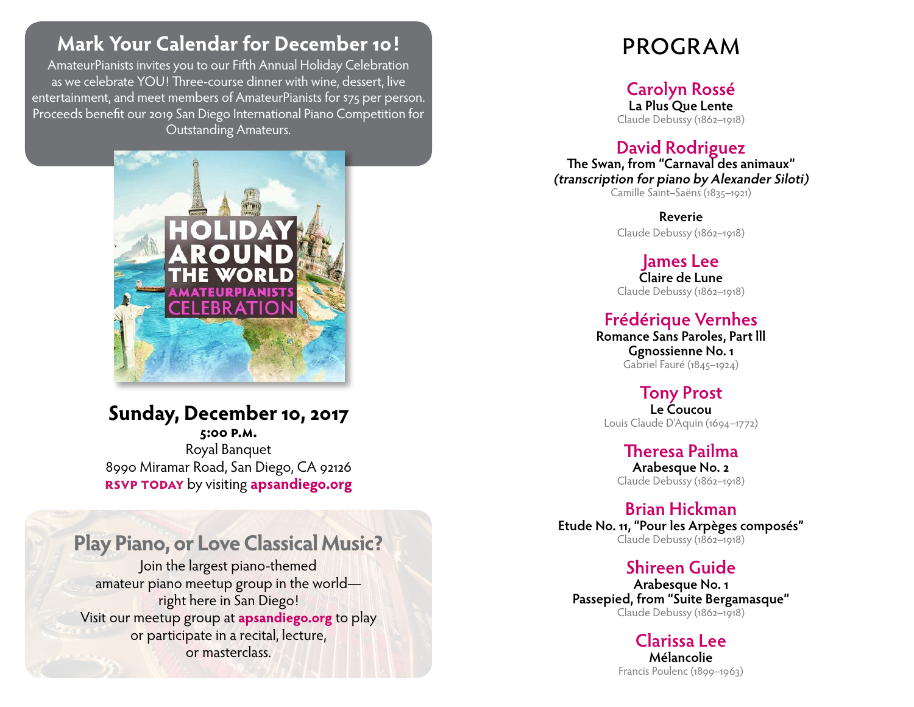## Mark Your Calendar for December 10!

AmateurPianists invites you to our Fifth Annual Holiday Celebration as we celebrate YOU! Three-course dinner with wine, dessert, live entertainment, and meet members of AmateurPianists for $75 per person. Proceeds benefit our 2019 San Diego International Piano Competition for Outstanding Amateurs.

HOLIDAY AROUND THE WORLD
AMATEURPIANISTS CELEBRATION

**Sunday, December 10, 2017**

**5:00 P.M.**

Royal Banquet

8990 Miramar Road, San Diego, CA 92126

**RSVP TODAY** by visiting **apsandiego.org**

## Play Piano, or Love Classical Music?

Join the largest piano-themed amateur piano meetup group in the world—right here in San Diego! Visit our meetup group at **apsandiego.org** to play or participate in a recital, lecture, or masterclass.

# PROGRAM

### Carolyn Rossé
**La Plus Que Lente**
Claude Debussy (1862–1918)

### David Rodriguez
**The Swan, from "Carnaval des animaux"**
***(transcription for piano by Alexander Siloti)***
Camille Saint–Saëns (1835–1921)

**Reverie**
Claude Debussy (1862–1918)

### James Lee
**Claire de Lune**
Claude Debussy (1862–1918)

### Frédérique Vernhes
**Romance Sans Paroles, Part III**
**Ggnossienne No. 1**
Gabriel Fauré (1845–1924)

### Tony Prost
**Le Coucou**
Louis Claude D'Aquin (1694–1772)

### Theresa Pailma
**Arabesque No. 2**
Claude Debussy (1862–1918)

### Brian Hickman
**Etude No. 11, "Pour les Arpèges composés"**
Claude Debussy (1862–1918)

### Shireen Guide
**Arabesque No. 1**
**Passepied, from "Suite Bergamasque"**
Claude Debussy (1862–1918)

### Clarissa Lee
**Mélancolie**
Francis Poulenc (1899–1963)